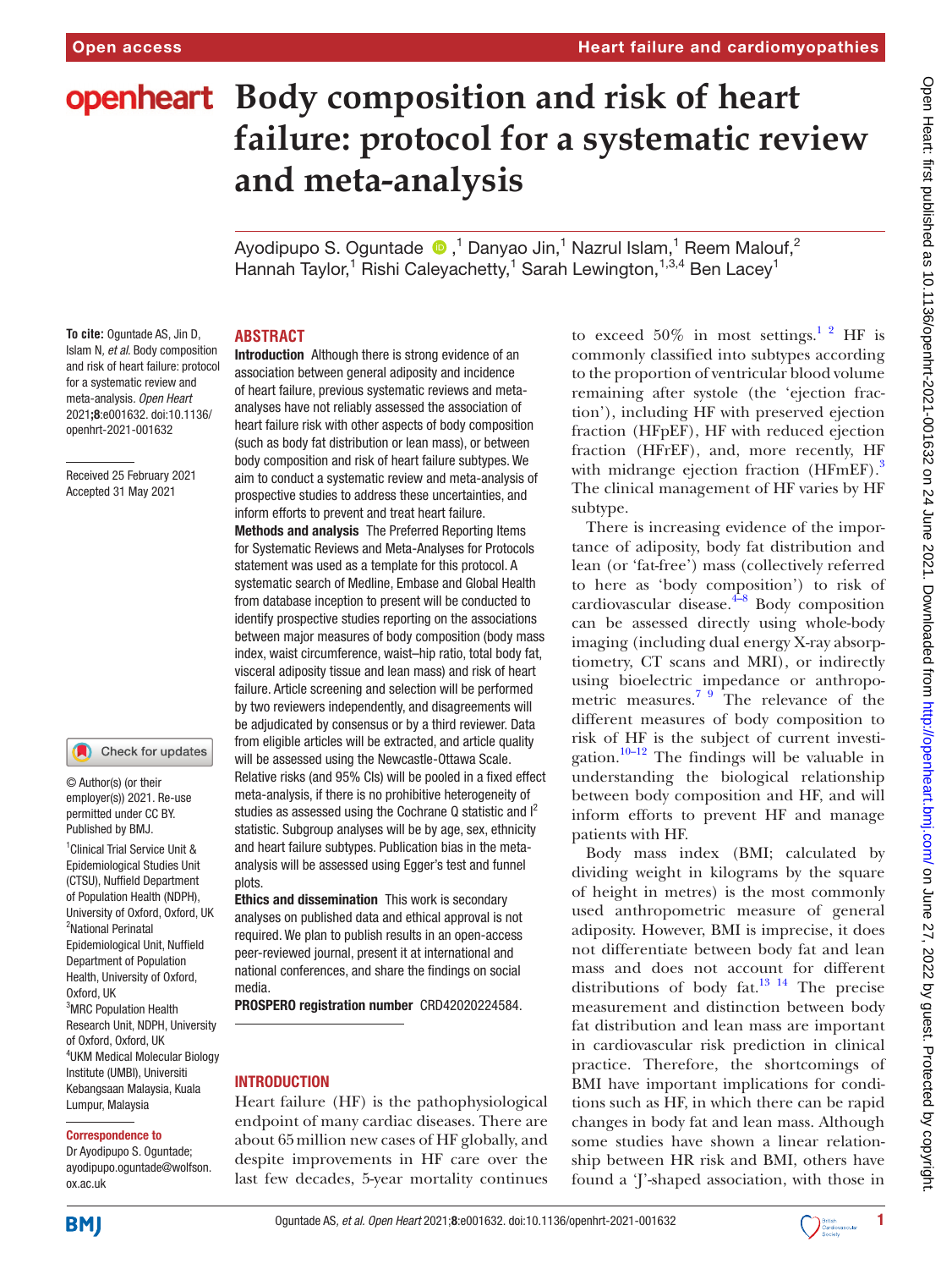# Body composition and risk of heart failure: protocol for a systematic review and meta-analysis

Ayodipupo S. Oguntade,[1] Danyao Jin,[1] Nazrul Islam,[1] Reem Malouf,[2] Hannah Taylor,[1] Rishi Caleyachetty,[1] Sarah Lewington,[1,3,4] Ben Lacey[1]

**To cite:** Oguntade AS, Jin D, Islam N, *et al*. Body composition and risk of heart failure: protocol for a systematic review and meta-analysis. *Open Heart* 2021;**8**:e001632. doi:10.1136/openhrt-2021-001632

Received 25 February 2021
Accepted 31 May 2021

© Author(s) (or their employer(s)) 2021. Re-use permitted under CC BY. Published by BMJ.

[1]Clinical Trial Service Unit & Epidemiological Studies Unit (CTSU), Nuffield Department of Population Health (NDPH), University of Oxford, Oxford, UK
[2]National Perinatal Epidemiological Unit, Nuffield Department of Population Health, University of Oxford, Oxford, UK
[3]MRC Population Health Research Unit, NDPH, University of Oxford, Oxford, UK
[4]UKM Medical Molecular Biology Institute (UMBI), Universiti Kebangsaan Malaysia, Kuala Lumpur, Malaysia

**Correspondence to**
Dr Ayodipupo S. Oguntade; ayodipupo.oguntade@wolfson.ox.ac.uk

## ABSTRACT

**Introduction** Although there is strong evidence of an association between general adiposity and incidence of heart failure, previous systematic reviews and meta-analyses have not reliably assessed the association of heart failure risk with other aspects of body composition (such as body fat distribution or lean mass), or between body composition and risk of heart failure subtypes. We aim to conduct a systematic review and meta-analysis of prospective studies to address these uncertainties, and inform efforts to prevent and treat heart failure.

**Methods and analysis** The Preferred Reporting Items for Systematic Reviews and Meta-Analyses for Protocols statement was used as a template for this protocol. A systematic search of Medline, Embase and Global Health from database inception to present will be conducted to identify prospective studies reporting on the associations between major measures of body composition (body mass index, waist circumference, waist–hip ratio, total body fat, visceral adiposity tissue and lean mass) and risk of heart failure. Article screening and selection will be performed by two reviewers independently, and disagreements will be adjudicated by consensus or by a third reviewer. Data from eligible articles will be extracted, and article quality will be assessed using the Newcastle-Ottawa Scale. Relative risks (and 95% CIs) will be pooled in a fixed effect meta-analysis, if there is no prohibitive heterogeneity of studies as assessed using the Cochrane Q statistic and $I^2$ statistic. Subgroup analyses will be by age, sex, ethnicity and heart failure subtypes. Publication bias in the meta-analysis will be assessed using Egger's test and funnel plots.

**Ethics and dissemination** This work is secondary analyses on published data and ethical approval is not required. We plan to publish results in an open-access peer-reviewed journal, present it at international and national conferences, and share the findings on social media.

**PROSPERO registration number** CRD42020224584.

## INTRODUCTION

Heart failure (HF) is the pathophysiological endpoint of many cardiac diseases. There are about 65 million new cases of HF globally, and despite improvements in HF care over the last few decades, 5-year mortality continues to exceed 50% in most settings.[1,2] HF is commonly classified into subtypes according to the proportion of ventricular blood volume remaining after systole (the 'ejection fraction'), including HF with preserved ejection fraction (HFpEF), HF with reduced ejection fraction (HFrEF), and, more recently, HF with midrange ejection fraction (HFmEF).[3] The clinical management of HF varies by HF subtype.

There is increasing evidence of the importance of adiposity, body fat distribution and lean (or 'fat-free') mass (collectively referred to here as 'body composition') to risk of cardiovascular disease.[4–8] Body composition can be assessed directly using whole-body imaging (including dual energy X-ray absorptiometry, CT scans and MRI), or indirectly using bioelectric impedance or anthropometric measures.[7,9] The relevance of the different measures of body composition to risk of HF is the subject of current investigation.[10–12] The findings will be valuable in understanding the biological relationship between body composition and HF, and will inform efforts to prevent HF and manage patients with HF.

Body mass index (BMI; calculated by dividing weight in kilograms by the square of height in metres) is the most commonly used anthropometric measure of general adiposity. However, BMI is imprecise, it does not differentiate between body fat and lean mass and does not account for different distributions of body fat.[13,14] The precise measurement and distinction between body fat distribution and lean mass are important in cardiovascular risk prediction in clinical practice. Therefore, the shortcomings of BMI have important implications for conditions such as HF, in which there can be rapid changes in body fat and lean mass. Although some studies have shown a linear relationship between HR risk and BMI, others have found a 'J'-shaped association, with those in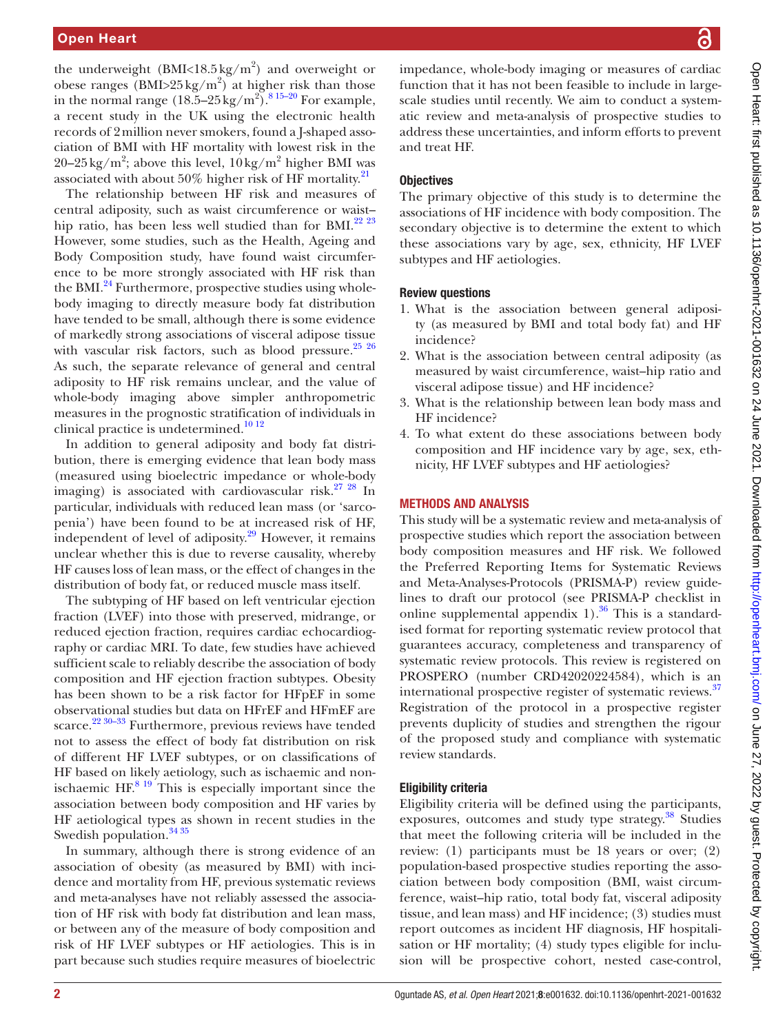the underweight (BMI<18.5 kg/m$^2$) and overweight or obese ranges (BMI>25 kg/m$^2$) at higher risk than those in the normal range (18.5–25 kg/m$^2$).[8 15–20] For example, a recent study in the UK using the electronic health records of 2 million never smokers, found a J-shaped association of BMI with HF mortality with lowest risk in the 20–25 kg/m$^2$; above this level, 10 kg/m$^2$ higher BMI was associated with about 50% higher risk of HF mortality.[21]

The relationship between HF risk and measures of central adiposity, such as waist circumference or waist–hip ratio, has been less well studied than for BMI.[22 23] However, some studies, such as the Health, Ageing and Body Composition study, have found waist circumference to be more strongly associated with HF risk than the BMI.[24] Furthermore, prospective studies using whole-body imaging to directly measure body fat distribution have tended to be small, although there is some evidence of markedly strong associations of visceral adipose tissue with vascular risk factors, such as blood pressure.[25 26] As such, the separate relevance of general and central adiposity to HF risk remains unclear, and the value of whole-body imaging above simpler anthropometric measures in the prognostic stratification of individuals in clinical practice is undetermined.[10 12]

In addition to general adiposity and body fat distribution, there is emerging evidence that lean body mass (measured using bioelectric impedance or whole-body imaging) is associated with cardiovascular risk.[27 28] In particular, individuals with reduced lean mass (or 'sarcopenia') have been found to be at increased risk of HF, independent of level of adiposity.[29] However, it remains unclear whether this is due to reverse causality, whereby HF causes loss of lean mass, or the effect of changes in the distribution of body fat, or reduced muscle mass itself.

The subtyping of HF based on left ventricular ejection fraction (LVEF) into those with preserved, midrange, or reduced ejection fraction, requires cardiac echocardiography or cardiac MRI. To date, few studies have achieved sufficient scale to reliably describe the association of body composition and HF ejection fraction subtypes. Obesity has been shown to be a risk factor for HFpEF in some observational studies but data on HFrEF and HFmEF are scarce.[22 30–33] Furthermore, previous reviews have tended not to assess the effect of body fat distribution on risk of different HF LVEF subtypes, or on classifications of HF based on likely aetiology, such as ischaemic and non-ischaemic HF.[8 19] This is especially important since the association between body composition and HF varies by HF aetiological types as shown in recent studies in the Swedish population.[34 35]

In summary, although there is strong evidence of an association of obesity (as measured by BMI) with incidence and mortality from HF, previous systematic reviews and meta-analyses have not reliably assessed the association of HF risk with body fat distribution and lean mass, or between any of the measure of body composition and risk of HF LVEF subtypes or HF aetiologies. This is in part because such studies require measures of bioelectric impedance, whole-body imaging or measures of cardiac function that it has not been feasible to include in large-scale studies until recently. We aim to conduct a systematic review and meta-analysis of prospective studies to address these uncertainties, and inform efforts to prevent and treat HF.

### Objectives

The primary objective of this study is to determine the associations of HF incidence with body composition. The secondary objective is to determine the extent to which these associations vary by age, sex, ethnicity, HF LVEF subtypes and HF aetiologies.

### Review questions

1. What is the association between general adiposity (as measured by BMI and total body fat) and HF incidence?
2. What is the association between central adiposity (as measured by waist circumference, waist–hip ratio and visceral adipose tissue) and HF incidence?
3. What is the relationship between lean body mass and HF incidence?
4. To what extent do these associations between body composition and HF incidence vary by age, sex, ethnicity, HF LVEF subtypes and HF aetiologies?

## METHODS AND ANALYSIS

This study will be a systematic review and meta-analysis of prospective studies which report the association between body composition measures and HF risk. We followed the Preferred Reporting Items for Systematic Reviews and Meta-Analyses-Protocols (PRISMA-P) review guidelines to draft our protocol (see PRISMA-P checklist in online supplemental appendix 1).[36] This is a standardised format for reporting systematic review protocol that guarantees accuracy, completeness and transparency of systematic review protocols. This review is registered on PROSPERO (number CRD42020224584), which is an international prospective register of systematic reviews.[37] Registration of the protocol in a prospective register prevents duplicity of studies and strengthen the rigour of the proposed study and compliance with systematic review standards.

### Eligibility criteria

Eligibility criteria will be defined using the participants, exposures, outcomes and study type strategy.[38] Studies that meet the following criteria will be included in the review: (1) participants must be 18 years or over; (2) population-based prospective studies reporting the association between body composition (BMI, waist circumference, waist–hip ratio, total body fat, visceral adiposity tissue, and lean mass) and HF incidence; (3) studies must report outcomes as incident HF diagnosis, HF hospitalisation or HF mortality; (4) study types eligible for inclusion will be prospective cohort, nested case-control,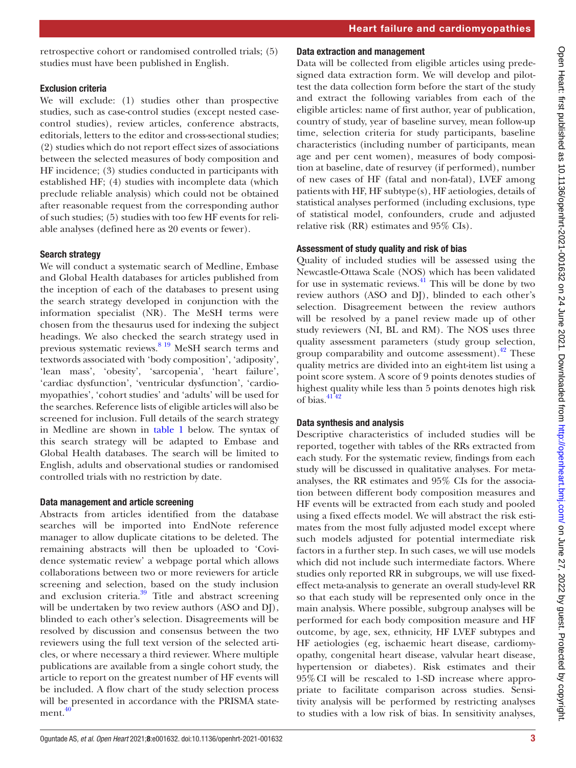retrospective cohort or randomised controlled trials; (5) studies must have been published in English.

### Exclusion criteria

We will exclude: (1) studies other than prospective studies, such as case-control studies (except nested case-control studies), review articles, conference abstracts, editorials, letters to the editor and cross-sectional studies; (2) studies which do not report effect sizes of associations between the selected measures of body composition and HF incidence; (3) studies conducted in participants with established HF; (4) studies with incomplete data (which preclude reliable analysis) which could not be obtained after reasonable request from the corresponding author of such studies; (5) studies with too few HF events for reliable analyses (defined here as 20 events or fewer).

### Search strategy

We will conduct a systematic search of Medline, Embase and Global Health databases for articles published from the inception of each of the databases to present using the search strategy developed in conjunction with the information specialist (NR). The MeSH terms were chosen from the thesaurus used for indexing the subject headings. We also checked the search strategy used in previous systematic reviews.[8 19] MeSH search terms and textwords associated with 'body composition', 'adiposity', 'lean mass', 'obesity', 'sarcopenia', 'heart failure', 'cardiac dysfunction', 'ventricular dysfunction', 'cardiomyopathies', 'cohort studies' and 'adults' will be used for the searches. Reference lists of eligible articles will also be screened for inclusion. Full details of the search strategy in Medline are shown in table 1 below. The syntax of this search strategy will be adapted to Embase and Global Health databases. The search will be limited to English, adults and observational studies or randomised controlled trials with no restriction by date.

### Data management and article screening

Abstracts from articles identified from the database searches will be imported into EndNote reference manager to allow duplicate citations to be deleted. The remaining abstracts will then be uploaded to 'Covidence systematic review' a webpage portal which allows collaborations between two or more reviewers for article screening and selection, based on the study inclusion and exclusion criteria.[39] Title and abstract screening will be undertaken by two review authors (ASO and DJ), blinded to each other's selection. Disagreements will be resolved by discussion and consensus between the two reviewers using the full text version of the selected articles, or where necessary a third reviewer. Where multiple publications are available from a single cohort study, the article to report on the greatest number of HF events will be included. A flow chart of the study selection process will be presented in accordance with the PRISMA statement.[40]

### Data extraction and management

Data will be collected from eligible articles using predesigned data extraction form. We will develop and pilot-test the data collection form before the start of the study and extract the following variables from each of the eligible articles: name of first author, year of publication, country of study, year of baseline survey, mean follow-up time, selection criteria for study participants, baseline characteristics (including number of participants, mean age and per cent women), measures of body composition at baseline, date of resurvey (if performed), number of new cases of HF (fatal and non-fatal), LVEF among patients with HF, HF subtype(s), HF aetiologies, details of statistical analyses performed (including exclusions, type of statistical model, confounders, crude and adjusted relative risk (RR) estimates and 95% CIs).

### Assessment of study quality and risk of bias

Quality of included studies will be assessed using the Newcastle-Ottawa Scale (NOS) which has been validated for use in systematic reviews.[41] This will be done by two review authors (ASO and DJ), blinded to each other's selection. Disagreement between the review authors will be resolved by a panel review made up of other study reviewers (NI, BL and RM). The NOS uses three quality assessment parameters (study group selection, group comparability and outcome assessment).[42] These quality metrics are divided into an eight-item list using a point score system. A score of 9 points denotes studies of highest quality while less than 5 points denotes high risk of bias.[41 42]

### Data synthesis and analysis

Descriptive characteristics of included studies will be reported, together with tables of the RRs extracted from each study. For the systematic review, findings from each study will be discussed in qualitative analyses. For meta-analyses, the RR estimates and 95% CIs for the association between different body composition measures and HF events will be extracted from each study and pooled using a fixed effects model. We will abstract the risk estimates from the most fully adjusted model except where such models adjusted for potential intermediate risk factors in a further step. In such cases, we will use models which did not include such intermediate factors. Where studies only reported RR in subgroups, we will use fixed-effect meta-analysis to generate an overall study-level RR so that each study will be represented only once in the main analysis. Where possible, subgroup analyses will be performed for each body composition measure and HF outcome, by age, sex, ethnicity, HF LVEF subtypes and HF aetiologies (eg, ischaemic heart disease, cardiomyopathy, congenital heart disease, valvular heart disease, hypertension or diabetes). Risk estimates and their 95% CI will be rescaled to 1-SD increase where appropriate to facilitate comparison across studies. Sensitivity analysis will be performed by restricting analyses to studies with a low risk of bias. In sensitivity analyses,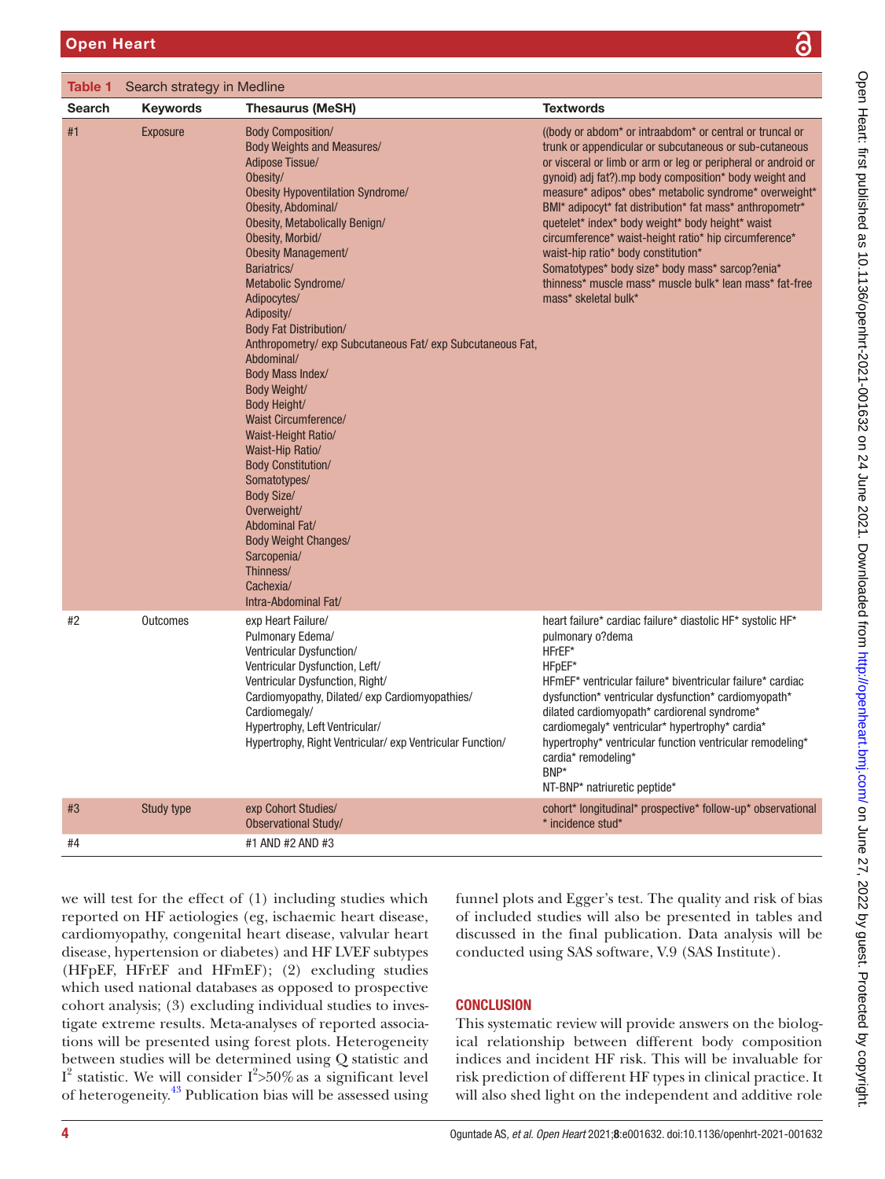**Table 1** Search strategy in Medline

| Search | Keywords | Thesaurus (MeSH) | Textwords |
|---|---|---|---|
| #1 | Exposure | Body Composition/<br>Body Weights and Measures/<br>Adipose Tissue/<br>Obesity/<br>Obesity Hypoventilation Syndrome/<br>Obesity, Abdominal/<br>Obesity, Metabolically Benign/<br>Obesity, Morbid/<br>Obesity Management/<br>Bariatrics/<br>Metabolic Syndrome/<br>Adipocytes/<br>Adiposity/<br>Body Fat Distribution/<br>Anthropometry/ exp Subcutaneous Fat/ exp Subcutaneous Fat, Abdominal/<br>Body Mass Index/<br>Body Weight/<br>Body Height/<br>Waist Circumference/<br>Waist-Height Ratio/<br>Waist-Hip Ratio/<br>Body Constitution/<br>Somatotypes/<br>Body Size/<br>Overweight/<br>Abdominal Fat/<br>Body Weight Changes/<br>Sarcopenia/<br>Thinness/<br>Cachexia/<br>Intra-Abdominal Fat/ | ((body or abdom* or intraabdom* or central or truncal or trunk or appendicular or subcutaneous or sub-cutaneous or visceral or limb or arm or leg or peripheral or android or gynoid) adj fat?).mp body composition* body weight and measure* adipos* obes* metabolic syndrome* overweight* BMI* adipocyt* fat distribution* fat mass* anthropometr* quetelet* index* body weight* body height* waist circumference* waist-height ratio* hip circumference* waist-hip ratio* body constitution*<br>Somatotypes* body size* body mass* sarcop?enia* thinness* muscle mass* muscle bulk* lean mass* fat-free mass* skeletal bulk* |
| #2 | Outcomes | exp Heart Failure/<br>Pulmonary Edema/<br>Ventricular Dysfunction/<br>Ventricular Dysfunction, Left/<br>Ventricular Dysfunction, Right/<br>Cardiomyopathy, Dilated/ exp Cardiomyopathies/<br>Cardiomegaly/<br>Hypertrophy, Left Ventricular/<br>Hypertrophy, Right Ventricular/ exp Ventricular Function/ | heart failure* cardiac failure* diastolic HF* systolic HF*<br>pulmonary o?dema<br>HFrEF*<br>HFpEF*<br>HFmEF* ventricular failure* biventricular failure* cardiac dysfunction* ventricular dysfunction* cardiomyopath* dilated cardiomyopath* cardiorenal syndrome* cardiomegaly* ventricular* hypertrophy* cardia* hypertrophy* ventricular function ventricular remodeling* cardia* remodeling*<br>BNP*<br>NT-BNP* natriuretic peptide* |
| #3 | Study type | exp Cohort Studies/<br>Observational Study/ | cohort* longitudinal* prospective* follow-up* observational * incidence stud* |
| #4 | | #1 AND #2 AND #3 | |

we will test for the effect of (1) including studies which reported on HF aetiologies (eg, ischaemic heart disease, cardiomyopathy, congenital heart disease, valvular heart disease, hypertension or diabetes) and HF LVEF subtypes (HFpEF, HFrEF and HFmEF); (2) excluding studies which used national databases as opposed to prospective cohort analysis; (3) excluding individual studies to investigate extreme results. Meta-analyses of reported associations will be presented using forest plots. Heterogeneity between studies will be determined using Q statistic and $I^2$ statistic. We will consider $I^2>50\%$ as a significant level of heterogeneity.[43] Publication bias will be assessed using funnel plots and Egger's test. The quality and risk of bias of included studies will also be presented in tables and discussed in the final publication. Data analysis will be conducted using SAS software, V.9 (SAS Institute).

## CONCLUSION

This systematic review will provide answers on the biological relationship between different body composition indices and incident HF risk. This will be invaluable for risk prediction of different HF types in clinical practice. It will also shed light on the independent and additive role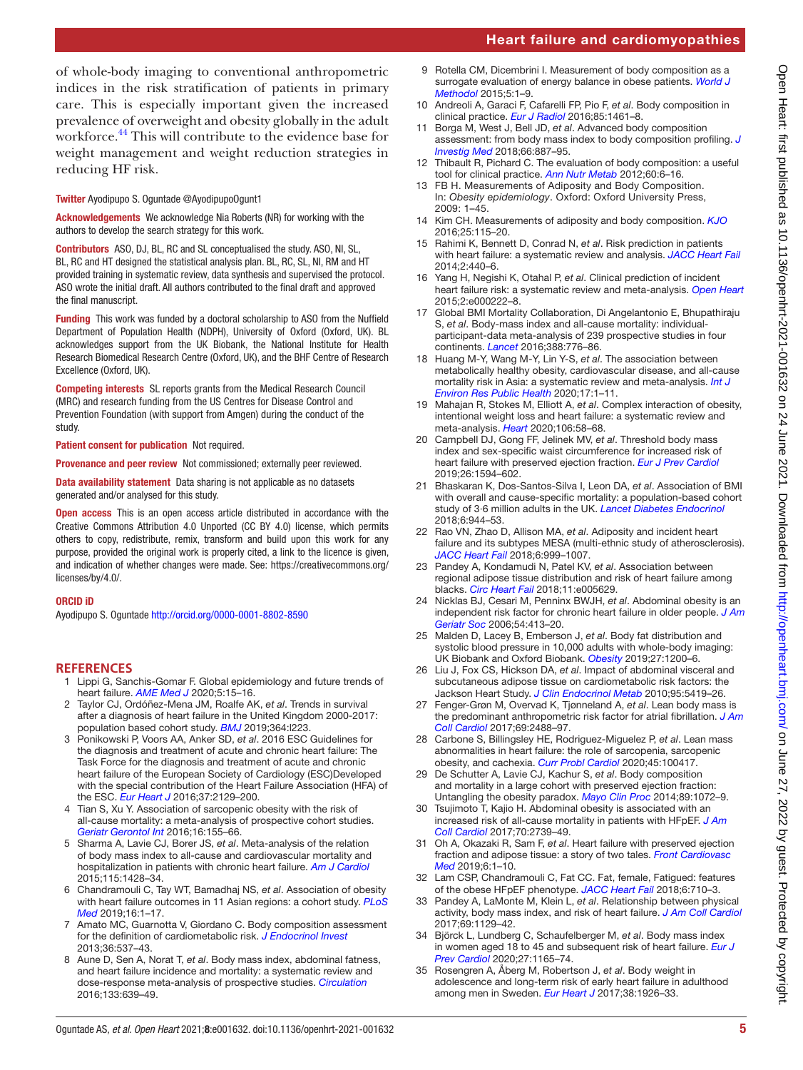of whole-body imaging to conventional anthropometric indices in the risk stratification of patients in primary care. This is especially important given the increased prevalence of overweight and obesity globally in the adult workforce.[44] This will contribute to the evidence base for weight management and weight reduction strategies in reducing HF risk.

**Twitter** Ayodipupo S. Oguntade @AyodipupoOgunt1

**Acknowledgements** We acknowledge Nia Roberts (NR) for working with the authors to develop the search strategy for this work.

**Contributors** ASO, DJ, BL, RC and SL conceptualised the study. ASO, NI, SL, BL, RC and HT designed the statistical analysis plan. BL, RC, SL, NI, RM and HT provided training in systematic review, data synthesis and supervised the protocol. ASO wrote the initial draft. All authors contributed to the final draft and approved the final manuscript.

**Funding** This work was funded by a doctoral scholarship to ASO from the Nuffield Department of Population Health (NDPH), University of Oxford (Oxford, UK). BL acknowledges support from the UK Biobank, the National Institute for Health Research Biomedical Research Centre (Oxford, UK), and the BHF Centre of Research Excellence (Oxford, UK).

**Competing interests** SL reports grants from the Medical Research Council (MRC) and research funding from the US Centres for Disease Control and Prevention Foundation (with support from Amgen) during the conduct of the study.

**Patient consent for publication** Not required.

**Provenance and peer review** Not commissioned; externally peer reviewed.

**Data availability statement** Data sharing is not applicable as no datasets generated and/or analysed for this study.

**Open access** This is an open access article distributed in accordance with the Creative Commons Attribution 4.0 Unported (CC BY 4.0) license, which permits others to copy, redistribute, remix, transform and build upon this work for any purpose, provided the original work is properly cited, a link to the licence is given, and indication of whether changes were made. See: https://creativecommons.org/licenses/by/4.0/.

**ORCID iD**

Ayodipupo S. Oguntade http://orcid.org/0000-0001-8802-8590

## REFERENCES

1. Lippi G, Sanchis-Gomar F. Global epidemiology and future trends of heart failure. *AME Med J* 2020;5:15–16.
2. Taylor CJ, Ordóñez-Mena JM, Roalfe AK, *et al*. Trends in survival after a diagnosis of heart failure in the United Kingdom 2000-2017: population based cohort study. *BMJ* 2019;364:l223.
3. Ponikowski P, Voors AA, Anker SD, *et al*. 2016 ESC Guidelines for the diagnosis and treatment of acute and chronic heart failure: The Task Force for the diagnosis and treatment of acute and chronic heart failure of the European Society of Cardiology (ESC)Developed with the special contribution of the Heart Failure Association (HFA) of the ESC. *Eur Heart J* 2016;37:2129–200.
4. Tian S, Xu Y. Association of sarcopenic obesity with the risk of all-cause mortality: a meta-analysis of prospective cohort studies. *Geriatr Gerontol Int* 2016;16:155–66.
5. Sharma A, Lavie CJ, Borer JS, *et al*. Meta-analysis of the relation of body mass index to all-cause and cardiovascular mortality and hospitalization in patients with chronic heart failure. *Am J Cardiol* 2015;115:1428–34.
6. Chandramouli C, Tay WT, Bamadhaj NS, *et al*. Association of obesity with heart failure outcomes in 11 Asian regions: a cohort study. *PLoS Med* 2019;16:1–17.
7. Amato MC, Guarnotta V, Giordano C. Body composition assessment for the definition of cardiometabolic risk. *J Endocrinol Invest* 2013;36:537–43.
8. Aune D, Sen A, Norat T, *et al*. Body mass index, abdominal fatness, and heart failure incidence and mortality: a systematic review and dose-response meta-analysis of prospective studies. *Circulation* 2016;133:639–49.
9. Rotella CM, Dicembrini I. Measurement of body composition as a surrogate evaluation of energy balance in obese patients. *World J Methodol* 2015;5:1–9.
10. Andreoli A, Garaci F, Cafarelli FP, Pio F, *et al*. Body composition in clinical practice. *Eur J Radiol* 2016;85:1461–8.
11. Borga M, West J, Bell JD, *et al*. Advanced body composition assessment: from body mass index to body composition profiling. *J Investig Med* 2018;66:887–95.
12. Thibault R, Pichard C. The evaluation of body composition: a useful tool for clinical practice. *Ann Nutr Metab* 2012;60:6–16.
13. FB H. Measurements of Adiposity and Body Composition. In: *Obesity epidemiology*. Oxford: Oxford University Press, 2009: 1–45.
14. Kim CH. Measurements of adiposity and body composition. *KJO* 2016;25:115–20.
15. Rahimi K, Bennett D, Conrad N, *et al*. Risk prediction in patients with heart failure: a systematic review and analysis. *JACC Heart Fail* 2014;2:440–6.
16. Yang H, Negishi K, Otahal P, *et al*. Clinical prediction of incident heart failure risk: a systematic review and meta-analysis. *Open Heart* 2015;2:e000222–8.
17. Global BMI Mortality Collaboration, Di Angelantonio E, Bhupathiraju S, *et al*. Body-mass index and all-cause mortality: individual-participant-data meta-analysis of 239 prospective studies in four continents. *Lancet* 2016;388:776–86.
18. Huang M-Y, Wang M-Y, Lin Y-S, *et al*. The association between metabolically healthy obesity, cardiovascular disease, and all-cause mortality risk in Asia: a systematic review and meta-analysis. *Int J Environ Res Public Health* 2020;17:1–11.
19. Mahajan R, Stokes M, Elliott A, *et al*. Complex interaction of obesity, intentional weight loss and heart failure: a systematic review and meta-analysis. *Heart* 2020;106:58–68.
20. Campbell DJ, Gong FF, Jelinek MV, *et al*. Threshold body mass index and sex-specific waist circumference for increased risk of heart failure with preserved ejection fraction. *Eur J Prev Cardiol* 2019;26:1594–602.
21. Bhaskaran K, Dos-Santos-Silva I, Leon DA, *et al*. Association of BMI with overall and cause-specific mortality: a population-based cohort study of 3·6 million adults in the UK. *Lancet Diabetes Endocrinol* 2018;6:944–53.
22. Rao VN, Zhao D, Allison MA, *et al*. Adiposity and incident heart failure and its subtypes MESA (multi-ethnic study of atherosclerosis). *JACC Heart Fail* 2018;6:999–1007.
23. Pandey A, Kondamudi N, Patel KV, *et al*. Association between regional adipose tissue distribution and risk of heart failure among blacks. *Circ Heart Fail* 2018;11:e005629.
24. Nicklas BJ, Cesari M, Penninx BWJH, *et al*. Abdominal obesity is an independent risk factor for chronic heart failure in older people. *J Am Geriatr Soc* 2006;54:413–20.
25. Malden D, Lacey B, Emberson J, *et al*. Body fat distribution and systolic blood pressure in 10,000 adults with whole-body imaging: UK Biobank and Oxford Biobank. *Obesity* 2019;27:1200–6.
26. Liu J, Fox CS, Hickson DA, *et al*. Impact of abdominal visceral and subcutaneous adipose tissue on cardiometabolic risk factors: the Jackson Heart Study. *J Clin Endocrinol Metab* 2010;95:5419–26.
27. Fenger-Grøn M, Overvad K, Tjønneland A, *et al*. Lean body mass is the predominant anthropometric risk factor for atrial fibrillation. *J Am Coll Cardiol* 2017;69:2488–97.
28. Carbone S, Billingsley HE, Rodriguez-Miguelez P, *et al*. Lean mass abnormalities in heart failure: the role of sarcopenia, sarcopenic obesity, and cachexia. *Curr Probl Cardiol* 2020;45:100417.
29. De Schutter A, Lavie CJ, Kachur S, *et al*. Body composition and mortality in a large cohort with preserved ejection fraction: Untangling the obesity paradox. *Mayo Clin Proc* 2014;89:1072–9.
30. Tsujimoto T, Kajio H. Abdominal obesity is associated with an increased risk of all-cause mortality in patients with HFpEF. *J Am Coll Cardiol* 2017;70:2739–49.
31. Oh A, Okazaki R, Sam F, *et al*. Heart failure with preserved ejection fraction and adipose tissue: a story of two tales. *Front Cardiovasc Med* 2019;6:1–10.
32. Lam CSP, Chandramouli C, Fat CC. Fat, female, Fatigued: features of the obese HFpEF phenotype. *JACC Heart Fail* 2018;6:710–3.
33. Pandey A, LaMonte M, Klein L, *et al*. Relationship between physical activity, body mass index, and risk of heart failure. *J Am Coll Cardiol* 2017;69:1129–42.
34. Björck L, Lundberg C, Schaufelberger M, *et al*. Body mass index in women aged 18 to 45 and subsequent risk of heart failure. *Eur J Prev Cardiol* 2020;27:1165–74.
35. Rosengren A, Åberg M, Robertson J, *et al*. Body weight in adolescence and long-term risk of early heart failure in adulthood among men in Sweden. *Eur Heart J* 2017;38:1926–33.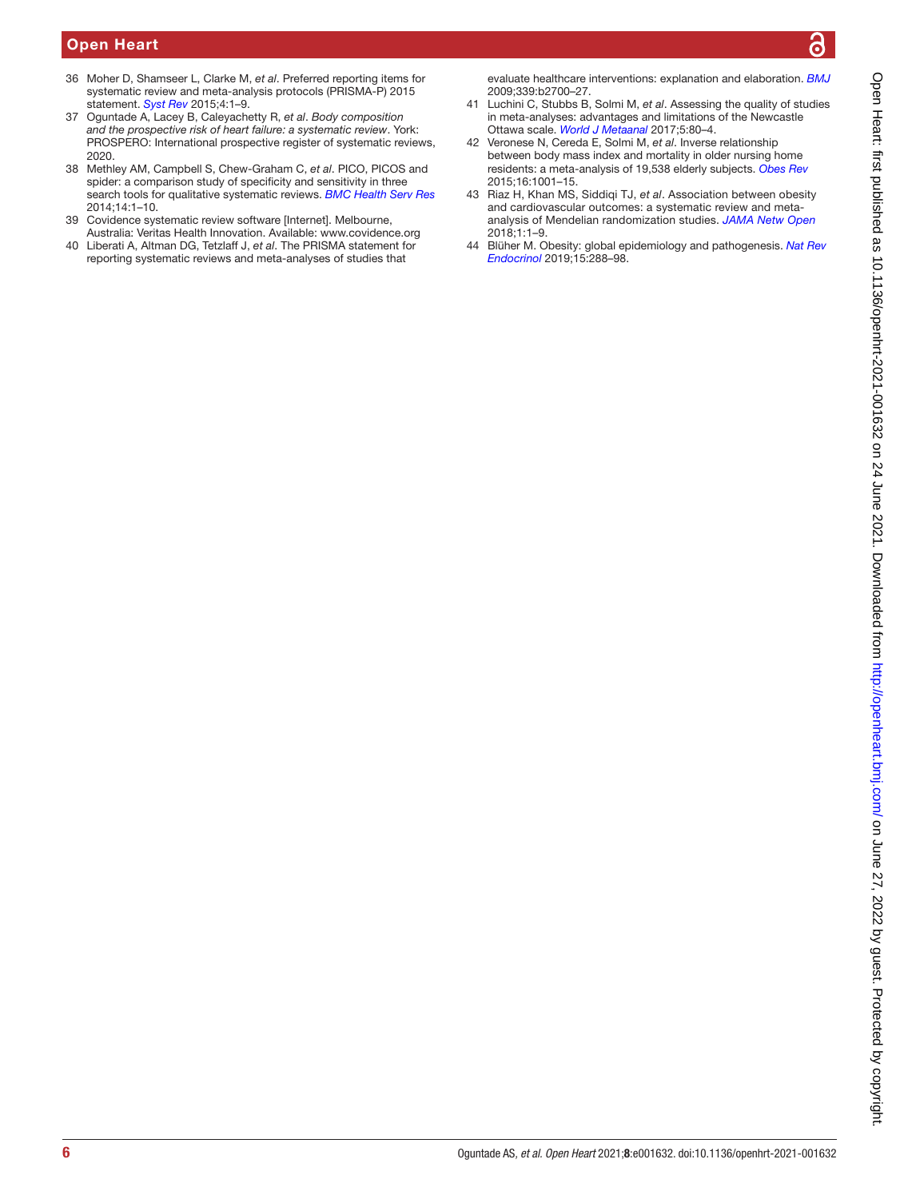36 Moher D, Shamseer L, Clarke M, *et al*. Preferred reporting items for systematic review and meta-analysis protocols (PRISMA-P) 2015 statement. *Syst Rev* 2015;4:1–9.

37 Oguntade A, Lacey B, Caleyachetty R, *et al*. *Body composition and the prospective risk of heart failure: a systematic review*. York: PROSPERO: International prospective register of systematic reviews, 2020.

38 Methley AM, Campbell S, Chew-Graham C, *et al*. PICO, PICOS and spider: a comparison study of specificity and sensitivity in three search tools for qualitative systematic reviews. *BMC Health Serv Res* 2014;14:1–10.

39 Covidence systematic review software [Internet]. Melbourne, Australia: Veritas Health Innovation. Available: www.covidence.org

40 Liberati A, Altman DG, Tetzlaff J, *et al*. The PRISMA statement for reporting systematic reviews and meta-analyses of studies that evaluate healthcare interventions: explanation and elaboration. *BMJ* 2009;339:b2700–27.

41 Luchini C, Stubbs B, Solmi M, *et al*. Assessing the quality of studies in meta-analyses: advantages and limitations of the Newcastle Ottawa scale. *World J Metaanal* 2017;5:80–4.

42 Veronese N, Cereda E, Solmi M, *et al*. Inverse relationship between body mass index and mortality in older nursing home residents: a meta-analysis of 19,538 elderly subjects. *Obes Rev* 2015;16:1001–15.

43 Riaz H, Khan MS, Siddiqi TJ, *et al*. Association between obesity and cardiovascular outcomes: a systematic review and meta-analysis of Mendelian randomization studies. *JAMA Netw Open* 2018;1:1–9.

44 Blüher M. Obesity: global epidemiology and pathogenesis. *Nat Rev Endocrinol* 2019;15:288–98.